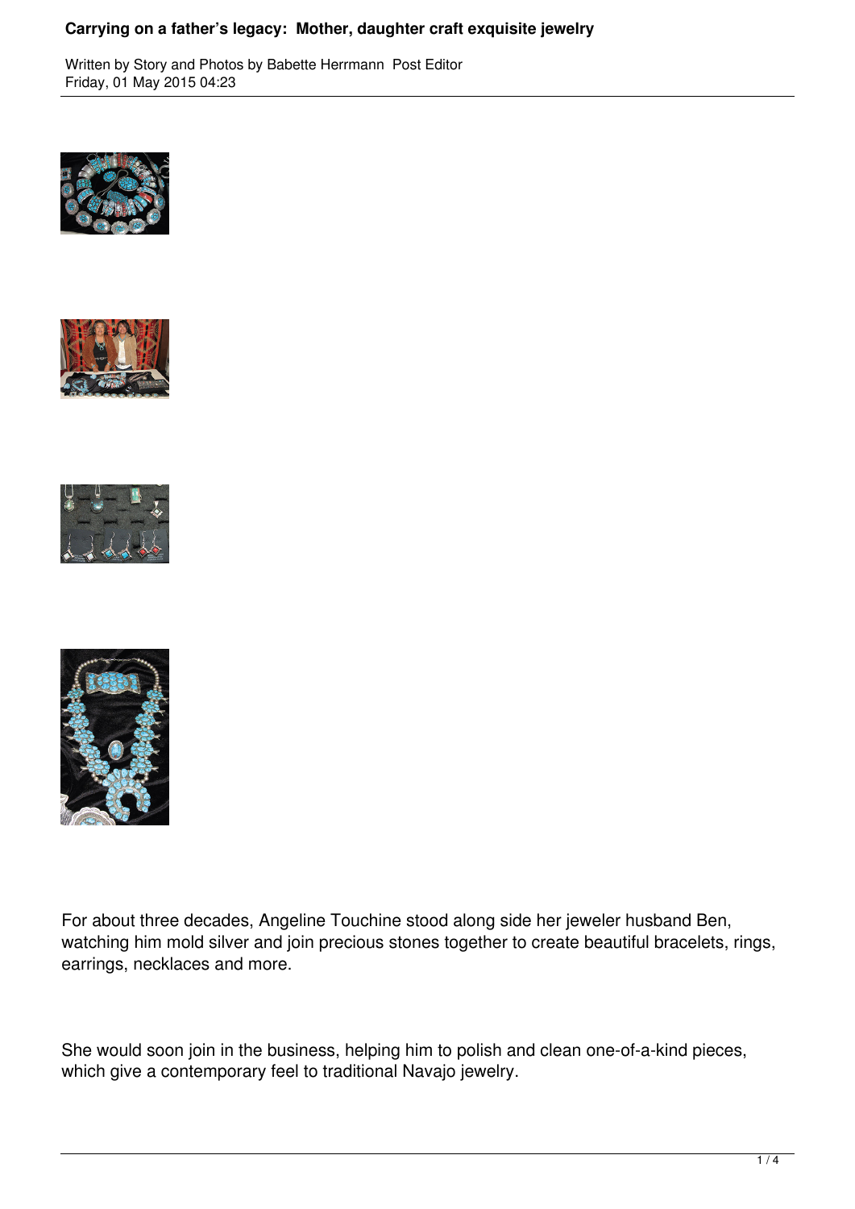# Carrying on a father's legacy: Mother, daughter craft exquisite jewelry

Written by Story and Photos by Babette Herrmann Post Editor
Friday, 01 May 2015 04:23

For about three decades, Angeline Touchine stood along side her jeweler husband Ben, watching him mold silver and join precious stones together to create beautiful bracelets, rings, earrings, necklaces and more.

She would soon join in the business, helping him to polish and clean one-of-a-kind pieces, which give a contemporary feel to traditional Navajo jewelry.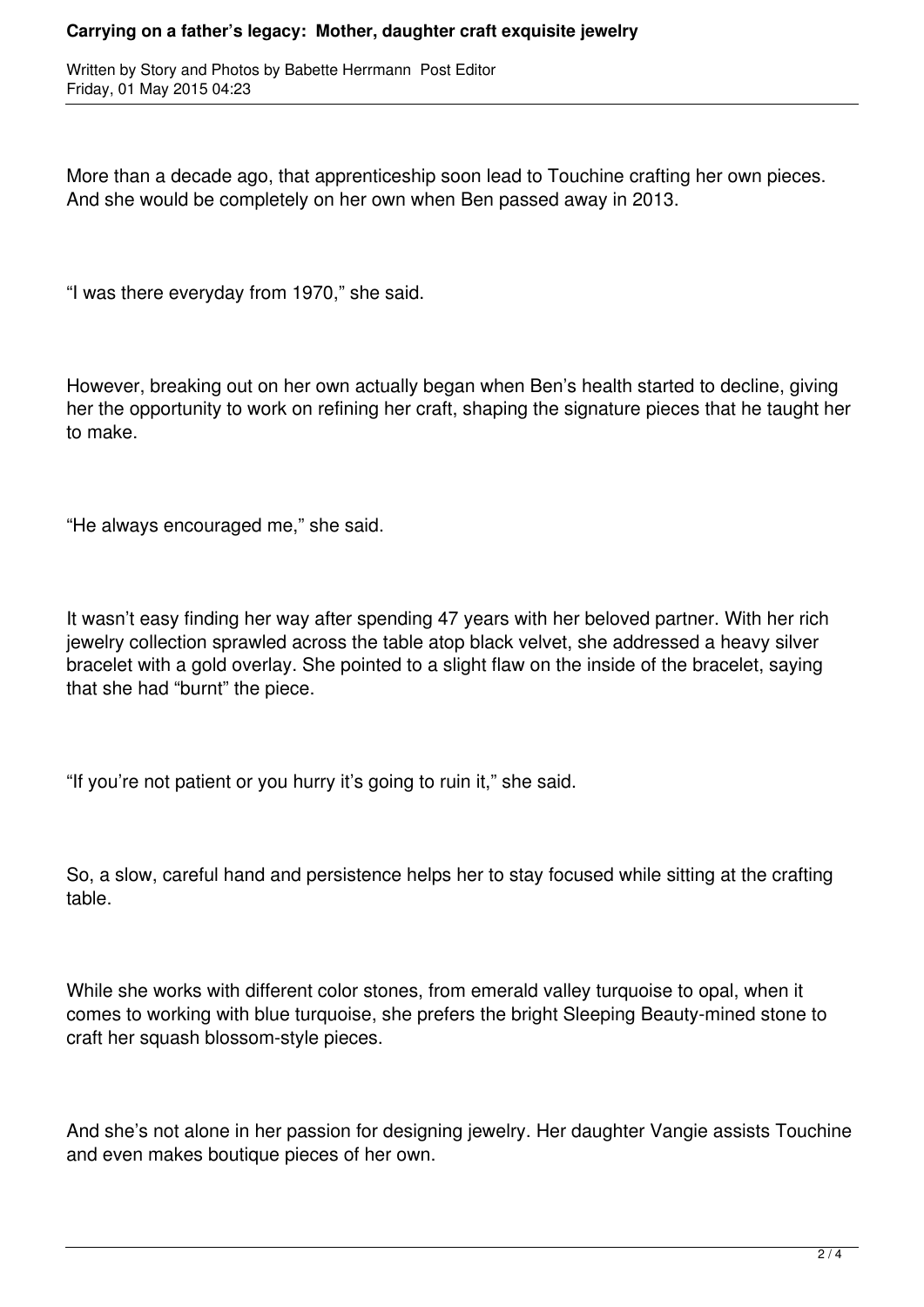More than a decade ago, that apprenticeship soon lead to Touchine crafting her own pieces. And she would be completely on her own when Ben passed away in 2013.

"I was there everyday from 1970," she said.

However, breaking out on her own actually began when Ben's health started to decline, giving her the opportunity to work on refining her craft, shaping the signature pieces that he taught her to make.

"He always encouraged me," she said.

It wasn't easy finding her way after spending 47 years with her beloved partner. With her rich jewelry collection sprawled across the table atop black velvet, she addressed a heavy silver bracelet with a gold overlay. She pointed to a slight flaw on the inside of the bracelet, saying that she had "burnt" the piece.

"If you're not patient or you hurry it's going to ruin it," she said.

So, a slow, careful hand and persistence helps her to stay focused while sitting at the crafting table.

While she works with different color stones, from emerald valley turquoise to opal, when it comes to working with blue turquoise, she prefers the bright Sleeping Beauty-mined stone to craft her squash blossom-style pieces.

And she's not alone in her passion for designing jewelry. Her daughter Vangie assists Touchine and even makes boutique pieces of her own.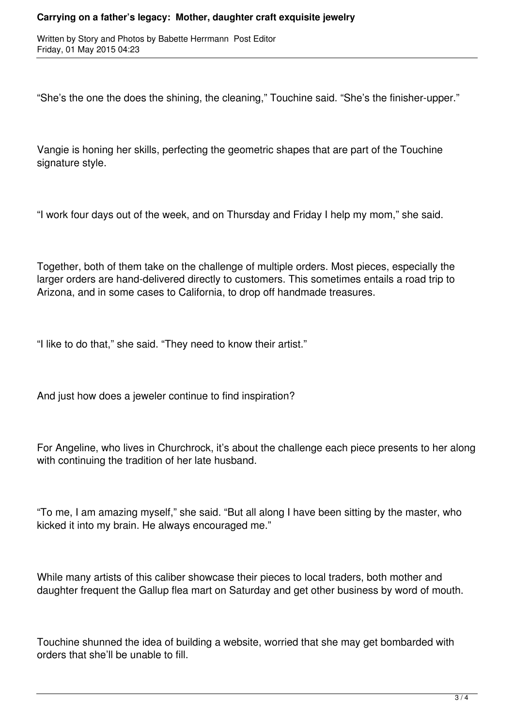“She’s the one the does the shining, the cleaning,” Touchine said. “She’s the finisher-upper.”

Vangie is honing her skills, perfecting the geometric shapes that are part of the Touchine signature style.

“I work four days out of the week, and on Thursday and Friday I help my mom,” she said.

Together, both of them take on the challenge of multiple orders. Most pieces, especially the larger orders are hand-delivered directly to customers. This sometimes entails a road trip to Arizona, and in some cases to California, to drop off handmade treasures.

“I like to do that,” she said. “They need to know their artist.”

And just how does a jeweler continue to find inspiration?

For Angeline, who lives in Churchrock, it’s about the challenge each piece presents to her along with continuing the tradition of her late husband.

“To me, I am amazing myself,” she said. “But all along I have been sitting by the master, who kicked it into my brain. He always encouraged me.”

While many artists of this caliber showcase their pieces to local traders, both mother and daughter frequent the Gallup flea mart on Saturday and get other business by word of mouth.

Touchine shunned the idea of building a website, worried that she may get bombarded with orders that she’ll be unable to fill.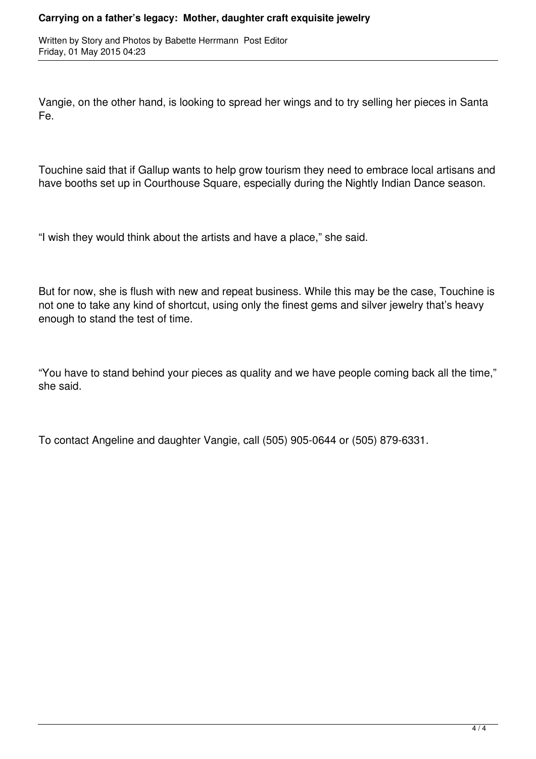Vangie, on the other hand, is looking to spread her wings and to try selling her pieces in Santa Fe.

Touchine said that if Gallup wants to help grow tourism they need to embrace local artisans and have booths set up in Courthouse Square, especially during the Nightly Indian Dance season.

"I wish they would think about the artists and have a place," she said.

But for now, she is flush with new and repeat business. While this may be the case, Touchine is not one to take any kind of shortcut, using only the finest gems and silver jewelry that's heavy enough to stand the test of time.

"You have to stand behind your pieces as quality and we have people coming back all the time," she said.

To contact Angeline and daughter Vangie, call (505) 905-0644 or (505) 879-6331.